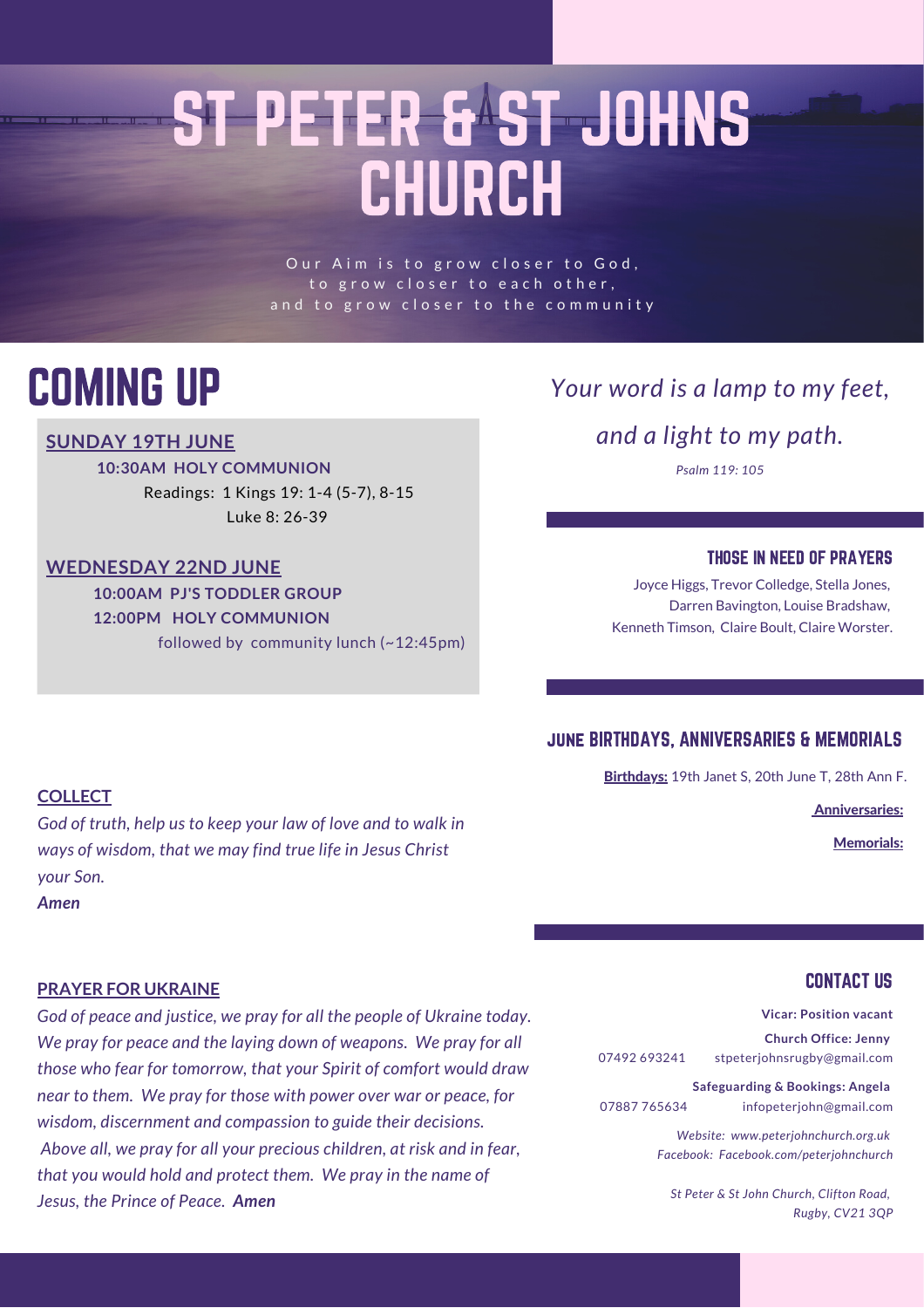# ST PETER & ST JOHNS CHURCH

Our Aim is to grow closer to God,
to grow closer to each other,
and to grow closer to the community

## COMING UP

**SUNDAY 19TH JUNE**

**10:30AM HOLY COMMUNION**

Readings: 1 Kings 19: 1-4 (5-7), 8-15
Luke 8: 26-39

**WEDNESDAY 22ND JUNE**

**10:00AM PJ'S TODDLER GROUP**

**12:00PM HOLY COMMUNION**

followed by community lunch (~12:45pm)

**COLLECT**

*God of truth, help us to keep your law of love and to walk in ways of wisdom, that we may find true life in Jesus Christ your Son.*

***Amen***

**PRAYER FOR UKRAINE**

*God of peace and justice, we pray for all the people of Ukraine today. We pray for peace and the laying down of weapons. We pray for all those who fear for tomorrow, that your Spirit of comfort would draw near to them. We pray for those with power over war or peace, for wisdom, discernment and compassion to guide their decisions. Above all, we pray for all your precious children, at risk and in fear, that you would hold and protect them. We pray in the name of Jesus, the Prince of Peace.* ***Amen***

*Your word is a lamp to my feet,*

*and a light to my path.*

*Psalm 119: 105*

### THOSE IN NEED OF PRAYERS

Joyce Higgs, Trevor Colledge, Stella Jones, Darren Bavington, Louise Bradshaw, Kenneth Timson, Claire Boult, Claire Worster.

### JUNE BIRTHDAYS, ANNIVERSARIES & MEMORIALS

**Birthdays:** 19th Janet S, 20th June T, 28th Ann F.

**Anniversaries:**

**Memorials:**

### CONTACT US

**Vicar: Position vacant**

**Church Office: Jenny**
07492 693241 stpeterjohnsrugby@gmail.com

**Safeguarding & Bookings: Angela**
07887 765634 infopeterjohn@gmail.com

*Website: www.peterjohnchurch.org.uk*
*Facebook: Facebook.com/peterjohnchurch*

*St Peter & St John Church, Clifton Road,*
*Rugby, CV21 3QP*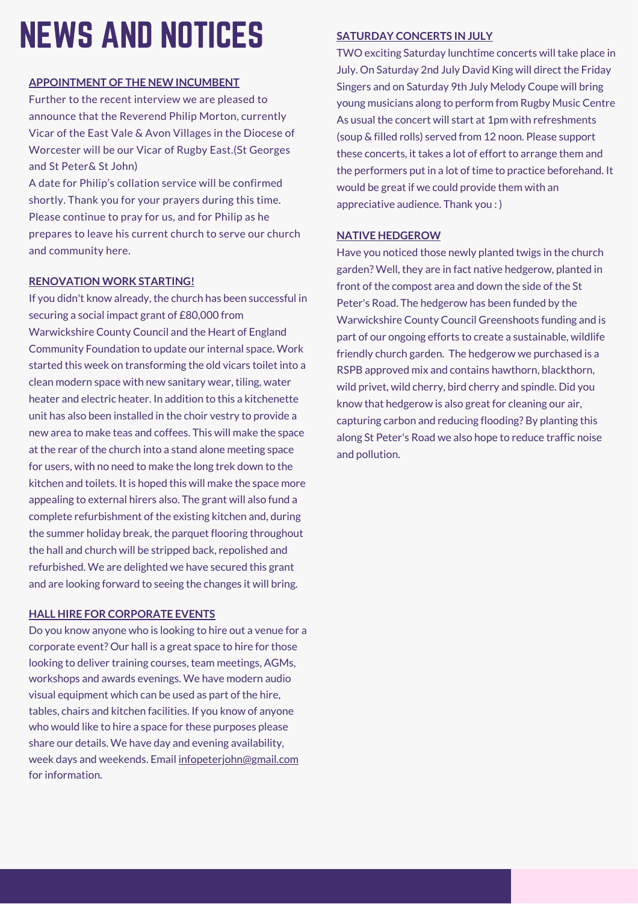# NEWS AND NOTICES

**APPOINTMENT OF THE NEW INCUMBENT**

Further to the recent interview we are pleased to announce that the Reverend Philip Morton, currently Vicar of the East Vale & Avon Villages in the Diocese of Worcester will be our Vicar of Rugby East.(St Georges and St Peter& St John)

A date for Philip's collation service will be confirmed shortly. Thank you for your prayers during this time. Please continue to pray for us, and for Philip as he prepares to leave his current church to serve our church and community here.

**RENOVATION WORK STARTING!**

If you didn't know already, the church has been successful in securing a social impact grant of £80,000 from Warwickshire County Council and the Heart of England Community Foundation to update our internal space. Work started this week on transforming the old vicars toilet into a clean modern space with new sanitary wear, tiling, water heater and electric heater. In addition to this a kitchenette unit has also been installed in the choir vestry to provide a new area to make teas and coffees. This will make the space at the rear of the church into a stand alone meeting space for users, with no need to make the long trek down to the kitchen and toilets. It is hoped this will make the space more appealing to external hirers also. The grant will also fund a complete refurbishment of the existing kitchen and, during the summer holiday break, the parquet flooring throughout the hall and church will be stripped back, repolished and refurbished. We are delighted we have secured this grant and are looking forward to seeing the changes it will bring.

**HALL HIRE FOR CORPORATE EVENTS**

Do you know anyone who is looking to hire out a venue for a corporate event? Our hall is a great space to hire for those looking to deliver training courses, team meetings, AGMs, workshops and awards evenings. We have modern audio visual equipment which can be used as part of the hire, tables, chairs and kitchen facilities. If you know of anyone who would like to hire a space for these purposes please share our details. We have day and evening availability, week days and weekends. Email infopeterjohn@gmail.com for information.

**SATURDAY CONCERTS IN JULY**

TWO exciting Saturday lunchtime concerts will take place in July. On Saturday 2nd July David King will direct the Friday Singers and on Saturday 9th July Melody Coupe will bring young musicians along to perform from Rugby Music Centre As usual the concert will start at 1pm with refreshments (soup & filled rolls) served from 12 noon. Please support these concerts, it takes a lot of effort to arrange them and the performers put in a lot of time to practice beforehand. It would be great if we could provide them with an appreciative audience. Thank you : )

**NATIVE HEDGEROW**

Have you noticed those newly planted twigs in the church garden? Well, they are in fact native hedgerow, planted in front of the compost area and down the side of the St Peter's Road. The hedgerow has been funded by the Warwickshire County Council Greenshoots funding and is part of our ongoing efforts to create a sustainable, wildlife friendly church garden. The hedgerow we purchased is a RSPB approved mix and contains hawthorn, blackthorn, wild privet, wild cherry, bird cherry and spindle. Did you know that hedgerow is also great for cleaning our air, capturing carbon and reducing flooding? By planting this along St Peter's Road we also hope to reduce traffic noise and pollution.